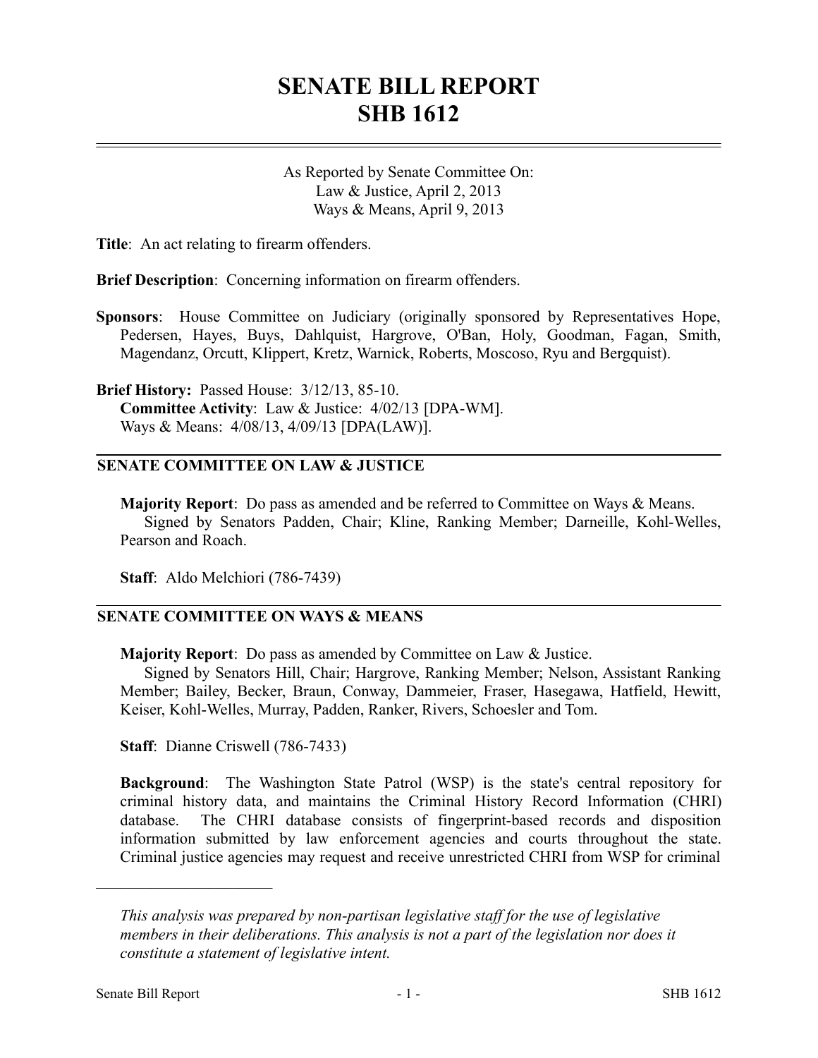# SENATE BILL REPORT
# SHB 1612

As Reported by Senate Committee On:
Law & Justice, April 2, 2013
Ways & Means, April 9, 2013

**Title**: An act relating to firearm offenders.

**Brief Description**: Concerning information on firearm offenders.

**Sponsors**: House Committee on Judiciary (originally sponsored by Representatives Hope, Pedersen, Hayes, Buys, Dahlquist, Hargrove, O'Ban, Holy, Goodman, Fagan, Smith, Magendanz, Orcutt, Klippert, Kretz, Warnick, Roberts, Moscoso, Ryu and Bergquist).

**Brief History:** Passed House: 3/12/13, 85-10.
**Committee Activity**: Law & Justice: 4/02/13 [DPA-WM].
Ways & Means: 4/08/13, 4/09/13 [DPA(LAW)].

## SENATE COMMITTEE ON LAW & JUSTICE

**Majority Report**: Do pass as amended and be referred to Committee on Ways & Means.
Signed by Senators Padden, Chair; Kline, Ranking Member; Darneille, Kohl-Welles, Pearson and Roach.

**Staff**: Aldo Melchiori (786-7439)

## SENATE COMMITTEE ON WAYS & MEANS

**Majority Report**: Do pass as amended by Committee on Law & Justice.
Signed by Senators Hill, Chair; Hargrove, Ranking Member; Nelson, Assistant Ranking Member; Bailey, Becker, Braun, Conway, Dammeier, Fraser, Hasegawa, Hatfield, Hewitt, Keiser, Kohl-Welles, Murray, Padden, Ranker, Rivers, Schoesler and Tom.

**Staff**: Dianne Criswell (786-7433)

**Background**: The Washington State Patrol (WSP) is the state's central repository for criminal history data, and maintains the Criminal History Record Information (CHRI) database. The CHRI database consists of fingerprint-based records and disposition information submitted by law enforcement agencies and courts throughout the state. Criminal justice agencies may request and receive unrestricted CHRI from WSP for criminal

---

*This analysis was prepared by non-partisan legislative staff for the use of legislative members in their deliberations. This analysis is not a part of the legislation nor does it constitute a statement of legislative intent.*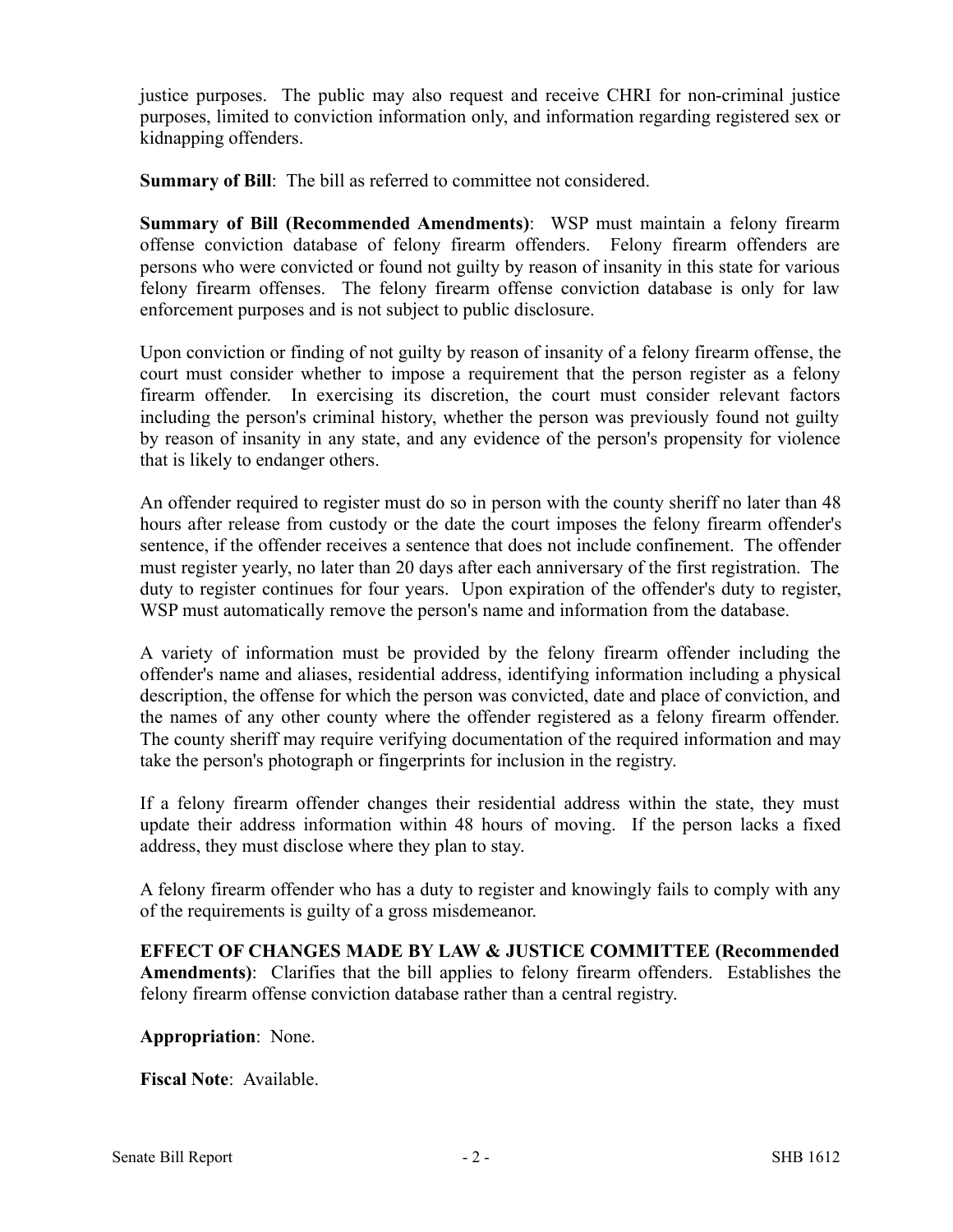justice purposes. The public may also request and receive CHRI for non-criminal justice purposes, limited to conviction information only, and information regarding registered sex or kidnapping offenders.

**Summary of Bill**: The bill as referred to committee not considered.

**Summary of Bill (Recommended Amendments)**: WSP must maintain a felony firearm offense conviction database of felony firearm offenders. Felony firearm offenders are persons who were convicted or found not guilty by reason of insanity in this state for various felony firearm offenses. The felony firearm offense conviction database is only for law enforcement purposes and is not subject to public disclosure.

Upon conviction or finding of not guilty by reason of insanity of a felony firearm offense, the court must consider whether to impose a requirement that the person register as a felony firearm offender. In exercising its discretion, the court must consider relevant factors including the person's criminal history, whether the person was previously found not guilty by reason of insanity in any state, and any evidence of the person's propensity for violence that is likely to endanger others.

An offender required to register must do so in person with the county sheriff no later than 48 hours after release from custody or the date the court imposes the felony firearm offender's sentence, if the offender receives a sentence that does not include confinement. The offender must register yearly, no later than 20 days after each anniversary of the first registration. The duty to register continues for four years. Upon expiration of the offender's duty to register, WSP must automatically remove the person's name and information from the database.

A variety of information must be provided by the felony firearm offender including the offender's name and aliases, residential address, identifying information including a physical description, the offense for which the person was convicted, date and place of conviction, and the names of any other county where the offender registered as a felony firearm offender. The county sheriff may require verifying documentation of the required information and may take the person's photograph or fingerprints for inclusion in the registry.

If a felony firearm offender changes their residential address within the state, they must update their address information within 48 hours of moving. If the person lacks a fixed address, they must disclose where they plan to stay.

A felony firearm offender who has a duty to register and knowingly fails to comply with any of the requirements is guilty of a gross misdemeanor.

**EFFECT OF CHANGES MADE BY LAW & JUSTICE COMMITTEE (Recommended Amendments)**: Clarifies that the bill applies to felony firearm offenders. Establishes the felony firearm offense conviction database rather than a central registry.

**Appropriation**: None.

**Fiscal Note**: Available.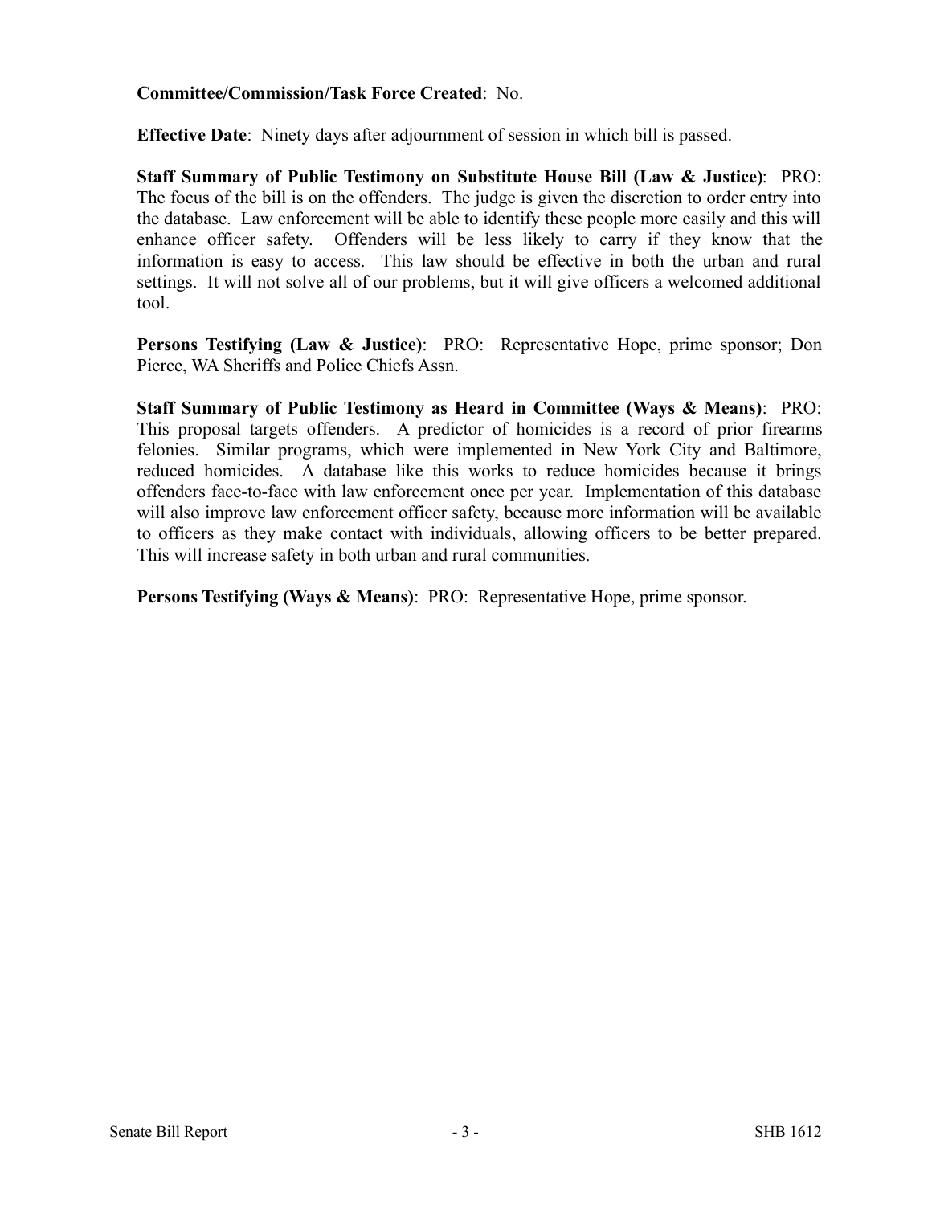**Committee/Commission/Task Force Created**: No.

**Effective Date**: Ninety days after adjournment of session in which bill is passed.

**Staff Summary of Public Testimony on Substitute House Bill (Law & Justice)**: PRO: The focus of the bill is on the offenders. The judge is given the discretion to order entry into the database. Law enforcement will be able to identify these people more easily and this will enhance officer safety. Offenders will be less likely to carry if they know that the information is easy to access. This law should be effective in both the urban and rural settings. It will not solve all of our problems, but it will give officers a welcomed additional tool.

**Persons Testifying (Law & Justice)**: PRO: Representative Hope, prime sponsor; Don Pierce, WA Sheriffs and Police Chiefs Assn.

**Staff Summary of Public Testimony as Heard in Committee (Ways & Means)**: PRO: This proposal targets offenders. A predictor of homicides is a record of prior firearms felonies. Similar programs, which were implemented in New York City and Baltimore, reduced homicides. A database like this works to reduce homicides because it brings offenders face-to-face with law enforcement once per year. Implementation of this database will also improve law enforcement officer safety, because more information will be available to officers as they make contact with individuals, allowing officers to be better prepared. This will increase safety in both urban and rural communities.

**Persons Testifying (Ways & Means)**: PRO: Representative Hope, prime sponsor.